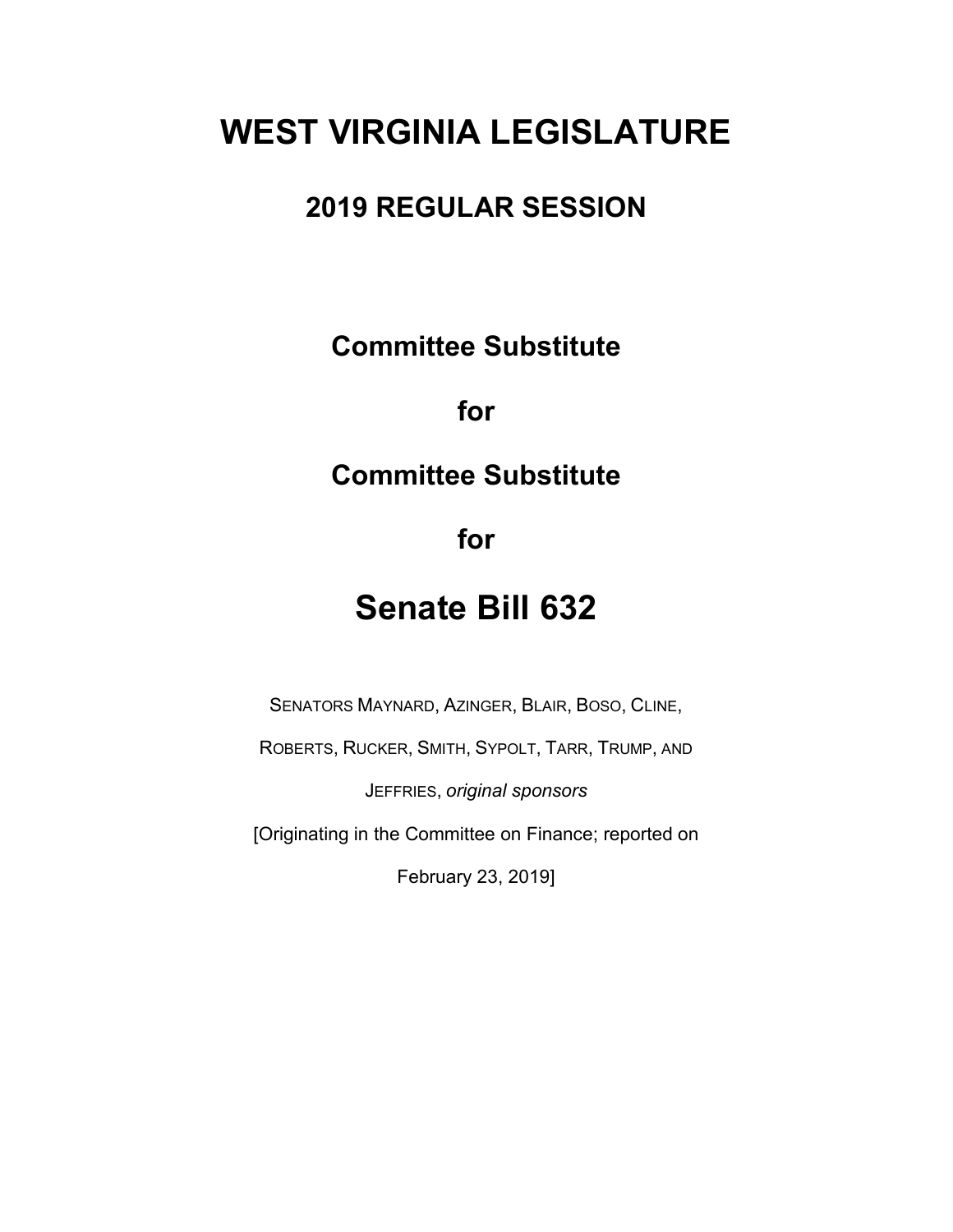# WEST VIRGINIA LEGISLATURE

## 2019 REGULAR SESSION

**Committee Substitute**

**for**

**Committee Substitute**

**for**

# Senate Bill 632

SENATORS MAYNARD, AZINGER, BLAIR, BOSO, CLINE, ROBERTS, RUCKER, SMITH, SYPOLT, TARR, TRUMP, AND JEFFRIES, *original sponsors*

[Originating in the Committee on Finance; reported on February 23, 2019]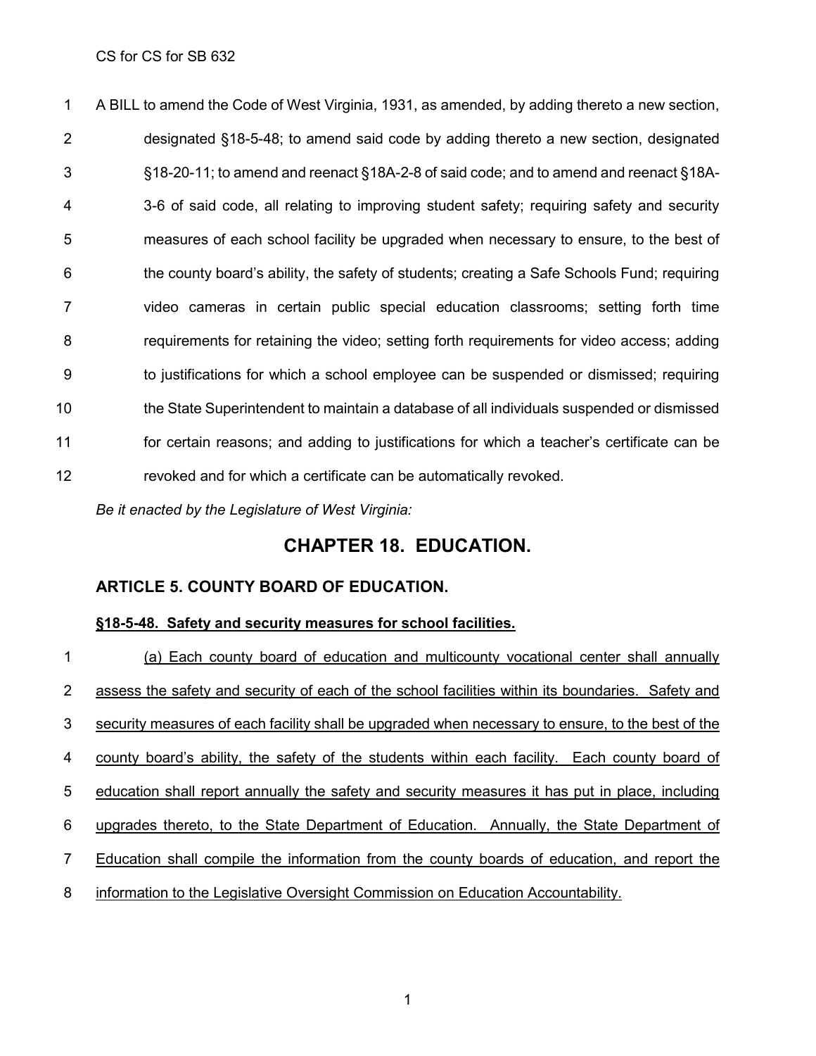A BILL to amend the Code of West Virginia, 1931, as amended, by adding thereto a new section, designated §18-5-48; to amend said code by adding thereto a new section, designated §18-20-11; to amend and reenact §18A-2-8 of said code; and to amend and reenact §18A-3-6 of said code, all relating to improving student safety; requiring safety and security measures of each school facility be upgraded when necessary to ensure, to the best of the county board's ability, the safety of students; creating a Safe Schools Fund; requiring video cameras in certain public special education classrooms; setting forth time requirements for retaining the video; setting forth requirements for video access; adding to justifications for which a school employee can be suspended or dismissed; requiring the State Superintendent to maintain a database of all individuals suspended or dismissed for certain reasons; and adding to justifications for which a teacher's certificate can be revoked and for which a certificate can be automatically revoked.

*Be it enacted by the Legislature of West Virginia:*

# CHAPTER 18. EDUCATION.

## ARTICLE 5. COUNTY BOARD OF EDUCATION.

### §18-5-48. Safety and security measures for school facilities.

(a) Each county board of education and multicounty vocational center shall annually assess the safety and security of each of the school facilities within its boundaries. Safety and security measures of each facility shall be upgraded when necessary to ensure, to the best of the county board's ability, the safety of the students within each facility. Each county board of education shall report annually the safety and security measures it has put in place, including upgrades thereto, to the State Department of Education. Annually, the State Department of Education shall compile the information from the county boards of education, and report the information to the Legislative Oversight Commission on Education Accountability.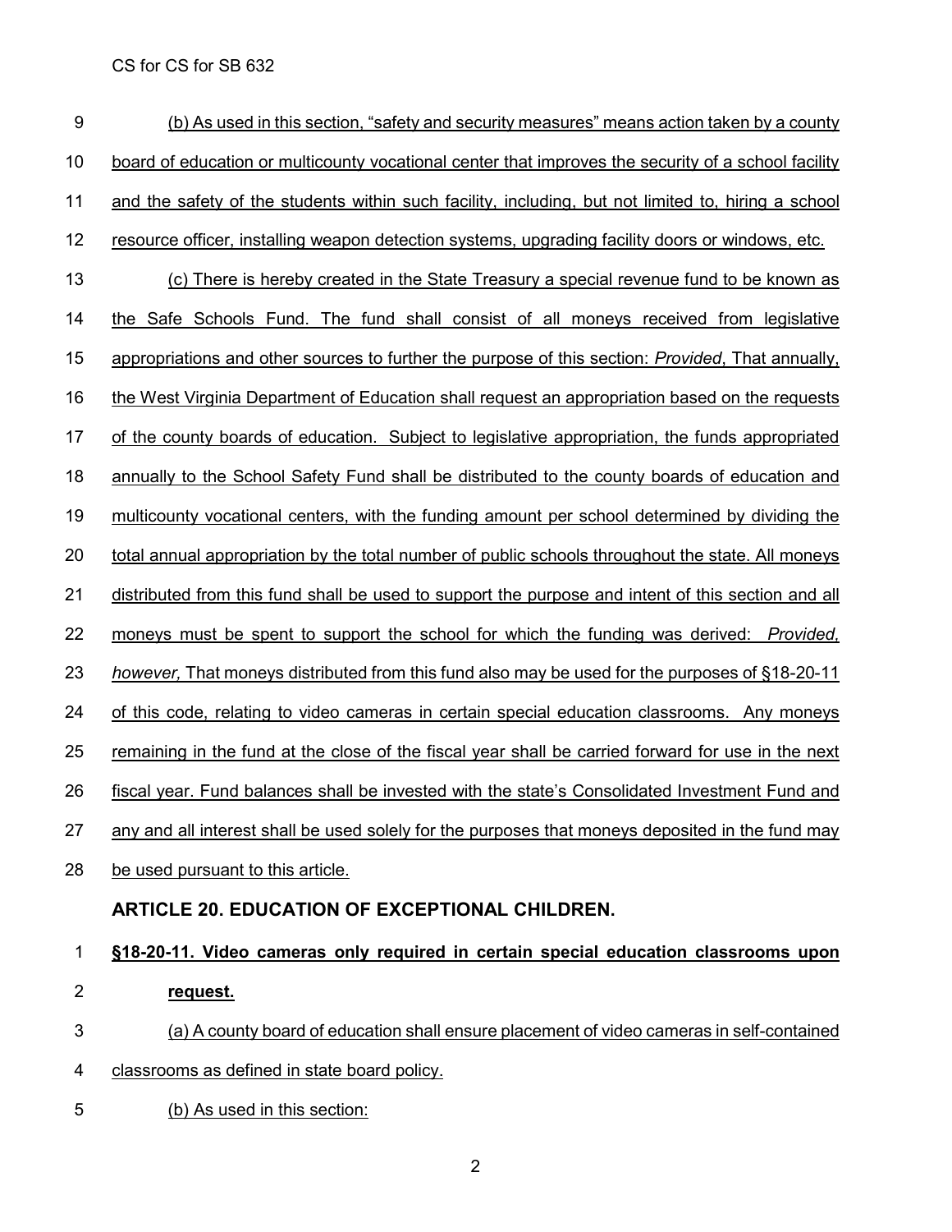(b) As used in this section, "safety and security measures" means action taken by a county board of education or multicounty vocational center that improves the security of a school facility and the safety of the students within such facility, including, but not limited to, hiring a school resource officer, installing weapon detection systems, upgrading facility doors or windows, etc.

(c) There is hereby created in the State Treasury a special revenue fund to be known as the Safe Schools Fund. The fund shall consist of all moneys received from legislative appropriations and other sources to further the purpose of this section: *Provided*, That annually, the West Virginia Department of Education shall request an appropriation based on the requests of the county boards of education. Subject to legislative appropriation, the funds appropriated annually to the School Safety Fund shall be distributed to the county boards of education and multicounty vocational centers, with the funding amount per school determined by dividing the total annual appropriation by the total number of public schools throughout the state. All moneys distributed from this fund shall be used to support the purpose and intent of this section and all moneys must be spent to support the school for which the funding was derived: *Provided, however,* That moneys distributed from this fund also may be used for the purposes of §18-20-11 of this code, relating to video cameras in certain special education classrooms. Any moneys remaining in the fund at the close of the fiscal year shall be carried forward for use in the next fiscal year. Fund balances shall be invested with the state's Consolidated Investment Fund and any and all interest shall be used solely for the purposes that moneys deposited in the fund may be used pursuant to this article.

## ARTICLE 20. EDUCATION OF EXCEPTIONAL CHILDREN.

**§18-20-11. Video cameras only required in certain special education classrooms upon request.**

(a) A county board of education shall ensure placement of video cameras in self-contained classrooms as defined in state board policy.

(b) As used in this section: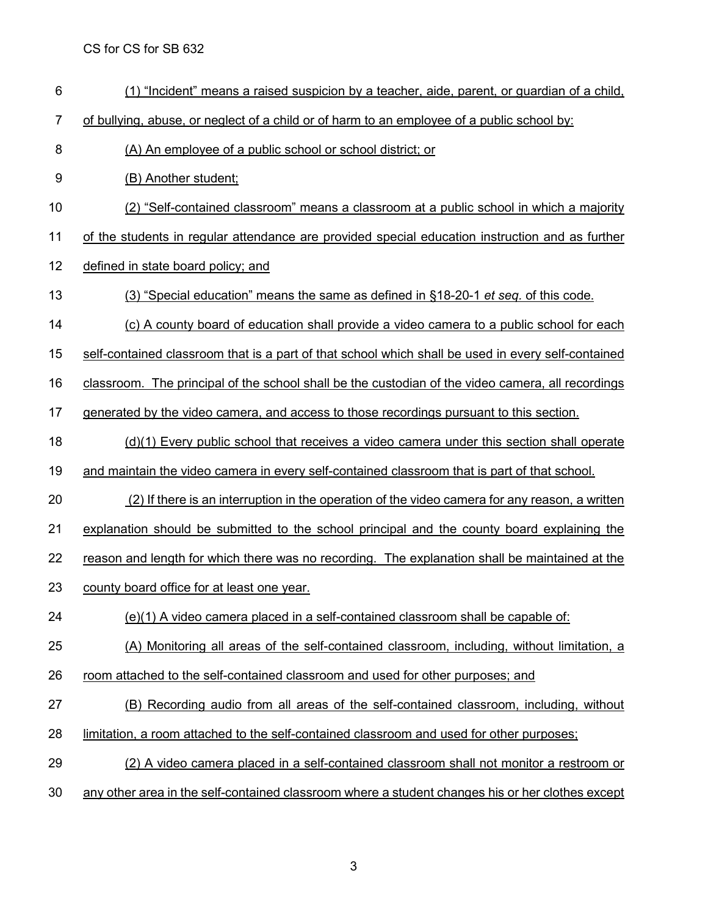(1) "Incident" means a raised suspicion by a teacher, aide, parent, or guardian of a child, of bullying, abuse, or neglect of a child or of harm to an employee of a public school by:

(A) An employee of a public school or school district; or

(B) Another student;

(2) "Self-contained classroom" means a classroom at a public school in which a majority of the students in regular attendance are provided special education instruction and as further defined in state board policy; and

(3) "Special education" means the same as defined in §18-20-1 *et seq.* of this code.

(c) A county board of education shall provide a video camera to a public school for each self-contained classroom that is a part of that school which shall be used in every self-contained classroom. The principal of the school shall be the custodian of the video camera, all recordings generated by the video camera, and access to those recordings pursuant to this section.

(d)(1) Every public school that receives a video camera under this section shall operate and maintain the video camera in every self-contained classroom that is part of that school.

(2) If there is an interruption in the operation of the video camera for any reason, a written explanation should be submitted to the school principal and the county board explaining the reason and length for which there was no recording. The explanation shall be maintained at the county board office for at least one year.

(e)(1) A video camera placed in a self-contained classroom shall be capable of:

(A) Monitoring all areas of the self-contained classroom, including, without limitation, a room attached to the self-contained classroom and used for other purposes; and

(B) Recording audio from all areas of the self-contained classroom, including, without limitation, a room attached to the self-contained classroom and used for other purposes;

(2) A video camera placed in a self-contained classroom shall not monitor a restroom or any other area in the self-contained classroom where a student changes his or her clothes except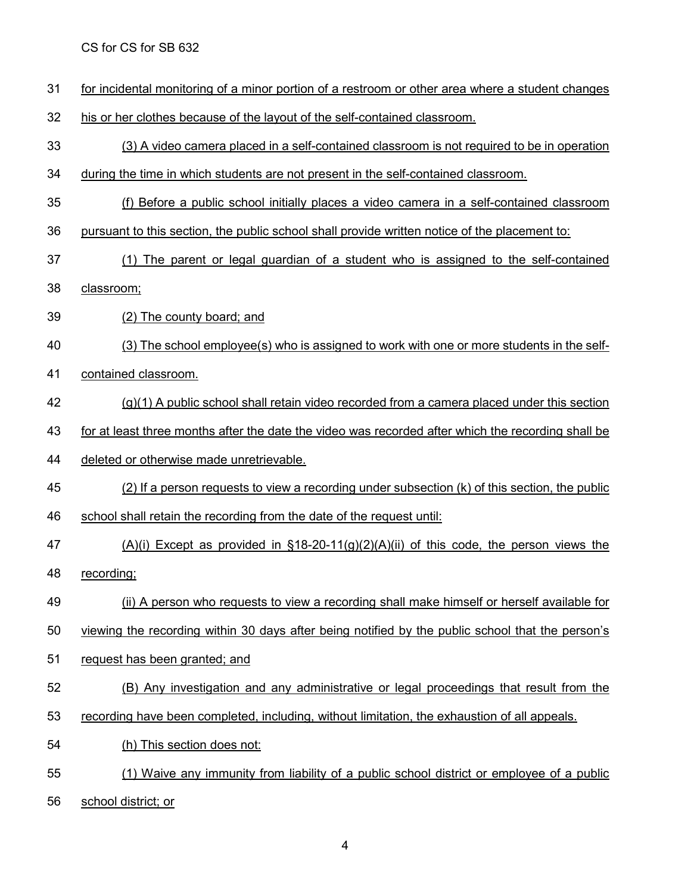for incidental monitoring of a minor portion of a restroom or other area where a student changes his or her clothes because of the layout of the self-contained classroom.

(3) A video camera placed in a self-contained classroom is not required to be in operation during the time in which students are not present in the self-contained classroom.

(f) Before a public school initially places a video camera in a self-contained classroom pursuant to this section, the public school shall provide written notice of the placement to:

(1) The parent or legal guardian of a student who is assigned to the self-contained classroom;

(2) The county board; and

(3) The school employee(s) who is assigned to work with one or more students in the self-contained classroom.

(g)(1) A public school shall retain video recorded from a camera placed under this section for at least three months after the date the video was recorded after which the recording shall be deleted or otherwise made unretrievable.

(2) If a person requests to view a recording under subsection (k) of this section, the public school shall retain the recording from the date of the request until:

(A)(i) Except as provided in §18-20-11(g)(2)(A)(ii) of this code, the person views the recording;

(ii) A person who requests to view a recording shall make himself or herself available for viewing the recording within 30 days after being notified by the public school that the person's request has been granted; and

(B) Any investigation and any administrative or legal proceedings that result from the recording have been completed, including, without limitation, the exhaustion of all appeals.

(h) This section does not:

(1) Waive any immunity from liability of a public school district or employee of a public school district; or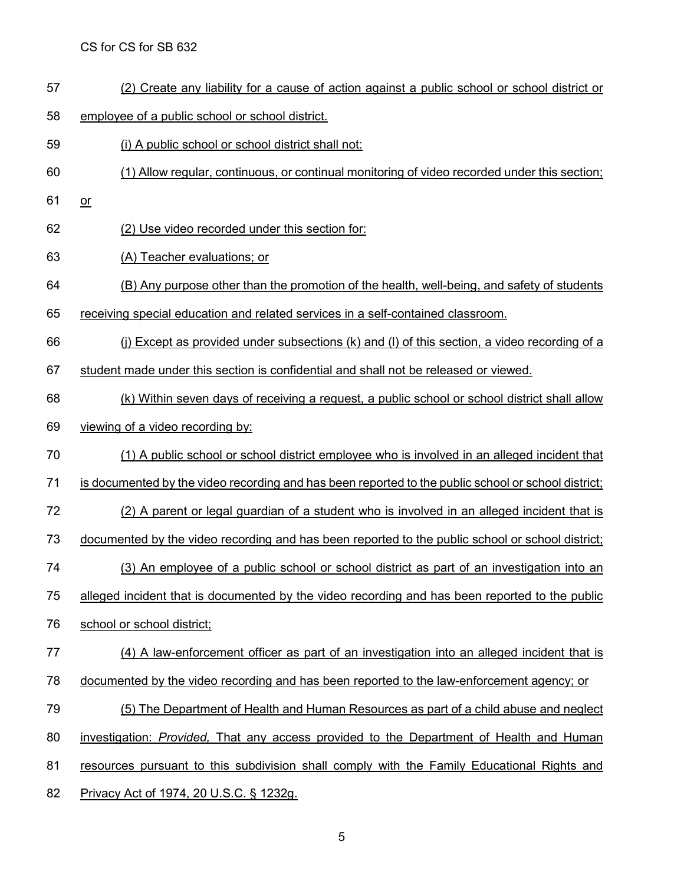(2) Create any liability for a cause of action against a public school or school district or employee of a public school or school district.

(i) A public school or school district shall not:

(1) Allow regular, continuous, or continual monitoring of video recorded under this section; or

(2) Use video recorded under this section for:

(A) Teacher evaluations; or

(B) Any purpose other than the promotion of the health, well-being, and safety of students receiving special education and related services in a self-contained classroom.

(j) Except as provided under subsections (k) and (l) of this section, a video recording of a student made under this section is confidential and shall not be released or viewed.

(k) Within seven days of receiving a request, a public school or school district shall allow viewing of a video recording by:

(1) A public school or school district employee who is involved in an alleged incident that is documented by the video recording and has been reported to the public school or school district;

(2) A parent or legal guardian of a student who is involved in an alleged incident that is documented by the video recording and has been reported to the public school or school district;

(3) An employee of a public school or school district as part of an investigation into an alleged incident that is documented by the video recording and has been reported to the public school or school district;

(4) A law-enforcement officer as part of an investigation into an alleged incident that is documented by the video recording and has been reported to the law-enforcement agency; or

(5) The Department of Health and Human Resources as part of a child abuse and neglect investigation: *Provided,* That any access provided to the Department of Health and Human resources pursuant to this subdivision shall comply with the Family Educational Rights and Privacy Act of 1974, 20 U.S.C. § 1232g.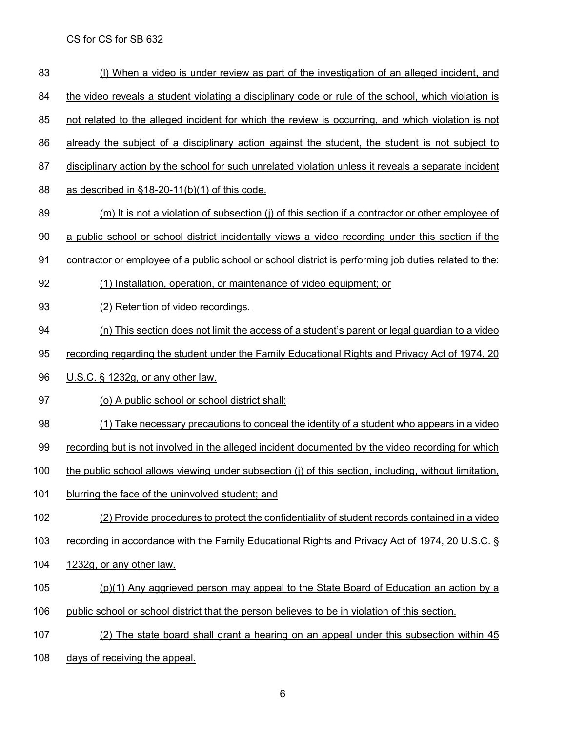(l) When a video is under review as part of the investigation of an alleged incident, and the video reveals a student violating a disciplinary code or rule of the school, which violation is not related to the alleged incident for which the review is occurring, and which violation is not already the subject of a disciplinary action against the student, the student is not subject to disciplinary action by the school for such unrelated violation unless it reveals a separate incident as described in §18-20-11(b)(1) of this code.

(m) It is not a violation of subsection (j) of this section if a contractor or other employee of a public school or school district incidentally views a video recording under this section if the contractor or employee of a public school or school district is performing job duties related to the:

(1) Installation, operation, or maintenance of video equipment; or

(2) Retention of video recordings.

(n) This section does not limit the access of a student's parent or legal guardian to a video recording regarding the student under the Family Educational Rights and Privacy Act of 1974, 20 U.S.C. § 1232g, or any other law.

(o) A public school or school district shall:

(1) Take necessary precautions to conceal the identity of a student who appears in a video recording but is not involved in the alleged incident documented by the video recording for which the public school allows viewing under subsection (j) of this section, including, without limitation, blurring the face of the uninvolved student; and

(2) Provide procedures to protect the confidentiality of student records contained in a video recording in accordance with the Family Educational Rights and Privacy Act of 1974, 20 U.S.C. § 1232g, or any other law.

(p)(1) Any aggrieved person may appeal to the State Board of Education an action by a public school or school district that the person believes to be in violation of this section.

(2) The state board shall grant a hearing on an appeal under this subsection within 45 days of receiving the appeal.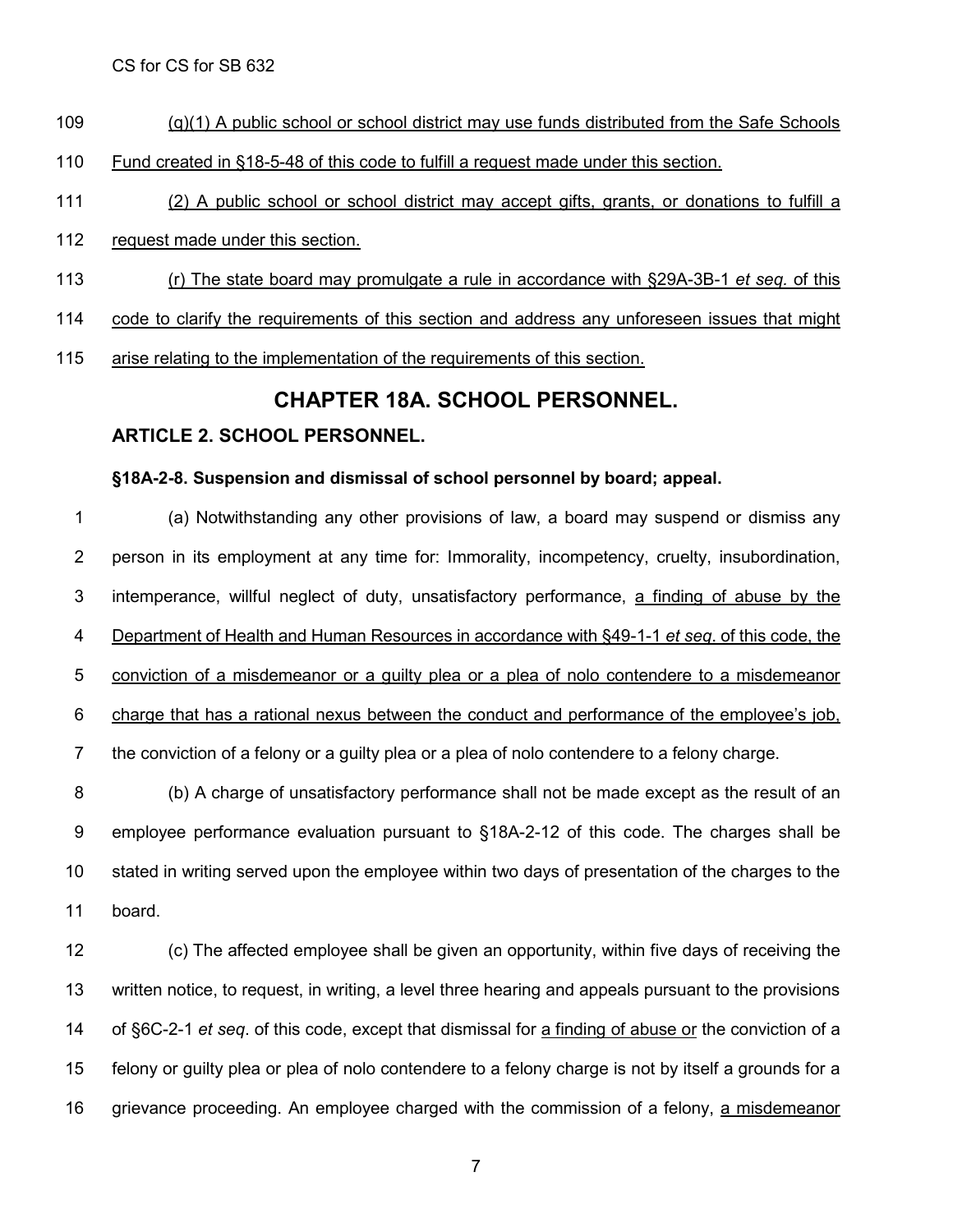(q)(1) A public school or school district may use funds distributed from the Safe Schools Fund created in §18-5-48 of this code to fulfill a request made under this section.

(2) A public school or school district may accept gifts, grants, or donations to fulfill a request made under this section.

(r) The state board may promulgate a rule in accordance with §29A-3B-1 *et seq.* of this code to clarify the requirements of this section and address any unforeseen issues that might arise relating to the implementation of the requirements of this section.

## CHAPTER 18A. SCHOOL PERSONNEL.

### ARTICLE 2. SCHOOL PERSONNEL.

#### §18A-2-8. Suspension and dismissal of school personnel by board; appeal.

(a) Notwithstanding any other provisions of law, a board may suspend or dismiss any person in its employment at any time for: Immorality, incompetency, cruelty, insubordination, intemperance, willful neglect of duty, unsatisfactory performance, a finding of abuse by the Department of Health and Human Resources in accordance with §49-1-1 *et seq*. of this code, the conviction of a misdemeanor or a guilty plea or a plea of nolo contendere to a misdemeanor charge that has a rational nexus between the conduct and performance of the employee's job, the conviction of a felony or a guilty plea or a plea of nolo contendere to a felony charge.

(b) A charge of unsatisfactory performance shall not be made except as the result of an employee performance evaluation pursuant to §18A-2-12 of this code. The charges shall be stated in writing served upon the employee within two days of presentation of the charges to the board.

(c) The affected employee shall be given an opportunity, within five days of receiving the written notice, to request, in writing, a level three hearing and appeals pursuant to the provisions of §6C-2-1 *et seq*. of this code, except that dismissal for a finding of abuse or the conviction of a felony or guilty plea or plea of nolo contendere to a felony charge is not by itself a grounds for a grievance proceeding. An employee charged with the commission of a felony, a misdemeanor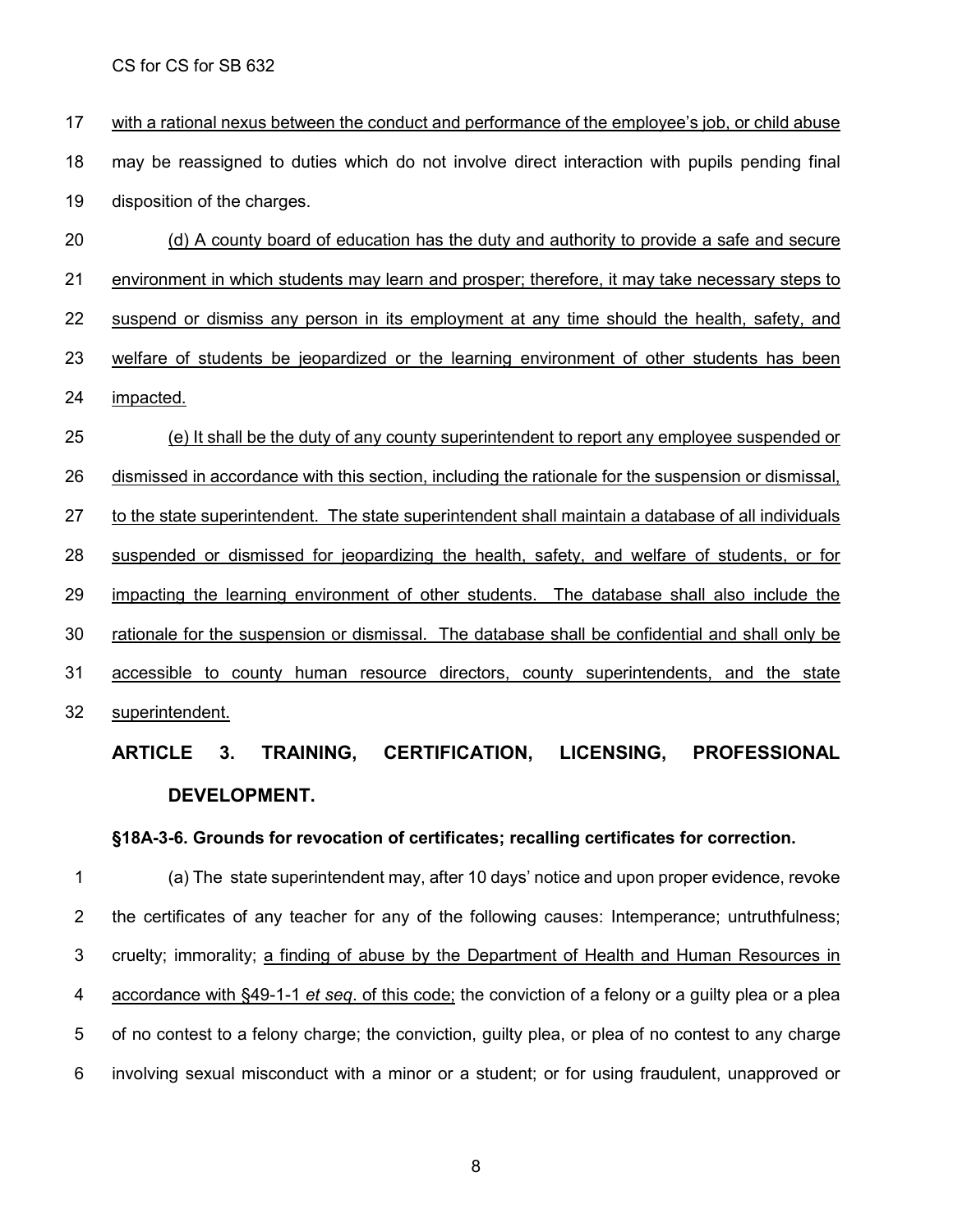with a rational nexus between the conduct and performance of the employee's job, or child abuse may be reassigned to duties which do not involve direct interaction with pupils pending final disposition of the charges.

(d) A county board of education has the duty and authority to provide a safe and secure environment in which students may learn and prosper; therefore, it may take necessary steps to suspend or dismiss any person in its employment at any time should the health, safety, and welfare of students be jeopardized or the learning environment of other students has been impacted.

(e) It shall be the duty of any county superintendent to report any employee suspended or dismissed in accordance with this section, including the rationale for the suspension or dismissal, to the state superintendent. The state superintendent shall maintain a database of all individuals suspended or dismissed for jeopardizing the health, safety, and welfare of students, or for impacting the learning environment of other students. The database shall also include the rationale for the suspension or dismissal. The database shall be confidential and shall only be accessible to county human resource directors, county superintendents, and the state superintendent.

## ARTICLE 3. TRAINING, CERTIFICATION, LICENSING, PROFESSIONAL DEVELOPMENT.

### §18A-3-6. Grounds for revocation of certificates; recalling certificates for correction.

(a) The state superintendent may, after 10 days' notice and upon proper evidence, revoke the certificates of any teacher for any of the following causes: Intemperance; untruthfulness; cruelty; immorality; a finding of abuse by the Department of Health and Human Resources in accordance with §49-1-1 *et seq*. of this code; the conviction of a felony or a guilty plea or a plea of no contest to a felony charge; the conviction, guilty plea, or plea of no contest to any charge involving sexual misconduct with a minor or a student; or for using fraudulent, unapproved or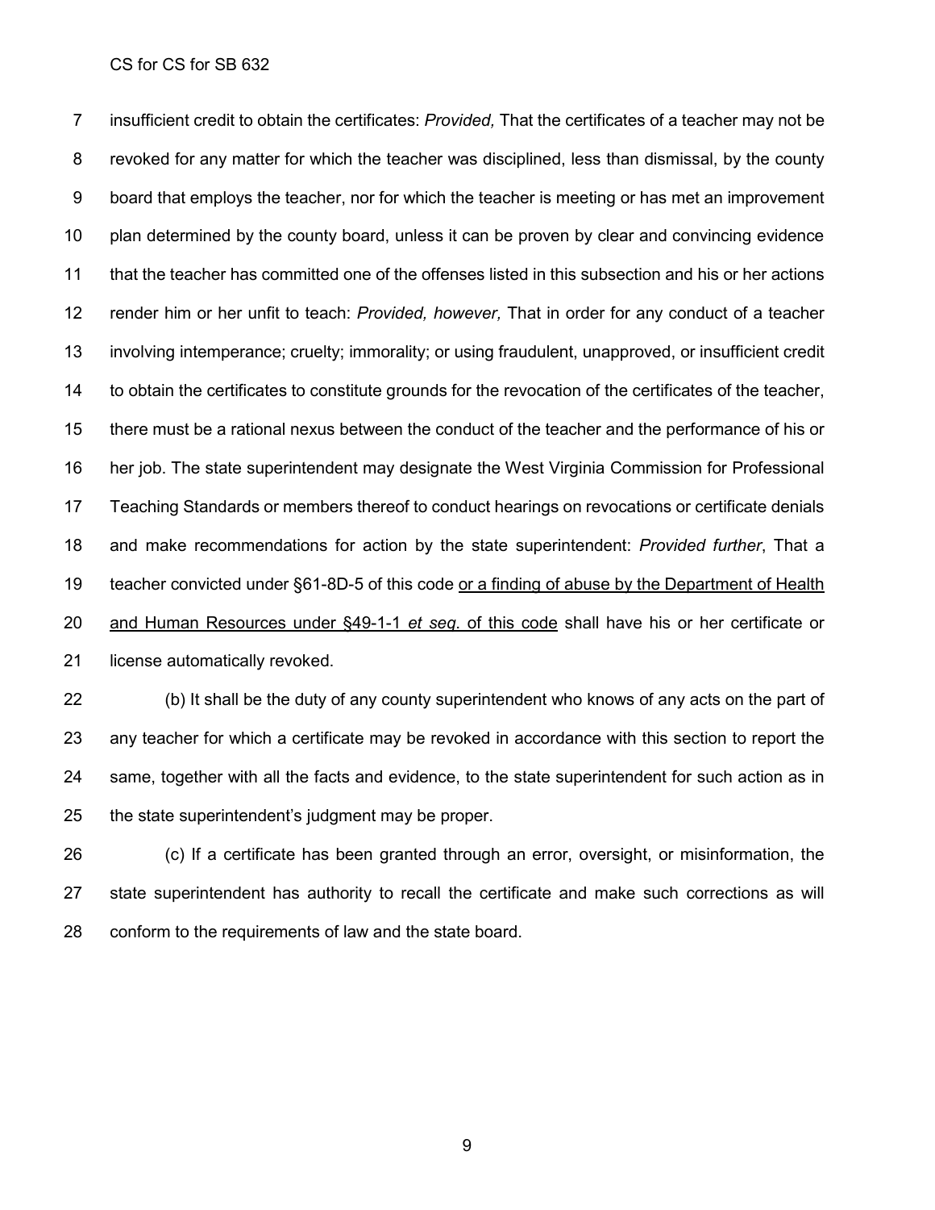insufficient credit to obtain the certificates: *Provided,* That the certificates of a teacher may not be revoked for any matter for which the teacher was disciplined, less than dismissal, by the county board that employs the teacher, nor for which the teacher is meeting or has met an improvement plan determined by the county board, unless it can be proven by clear and convincing evidence that the teacher has committed one of the offenses listed in this subsection and his or her actions render him or her unfit to teach: *Provided, however,* That in order for any conduct of a teacher involving intemperance; cruelty; immorality; or using fraudulent, unapproved, or insufficient credit to obtain the certificates to constitute grounds for the revocation of the certificates of the teacher, there must be a rational nexus between the conduct of the teacher and the performance of his or her job. The state superintendent may designate the West Virginia Commission for Professional Teaching Standards or members thereof to conduct hearings on revocations or certificate denials and make recommendations for action by the state superintendent: *Provided further*, That a teacher convicted under §61-8D-5 of this code <u>or a finding of abuse by the Department of Health and Human Resources under §49-1-1 *et seq*. of this code</u> shall have his or her certificate or license automatically revoked.

(b) It shall be the duty of any county superintendent who knows of any acts on the part of any teacher for which a certificate may be revoked in accordance with this section to report the same, together with all the facts and evidence, to the state superintendent for such action as in the state superintendent's judgment may be proper.

(c) If a certificate has been granted through an error, oversight, or misinformation, the state superintendent has authority to recall the certificate and make such corrections as will conform to the requirements of law and the state board.